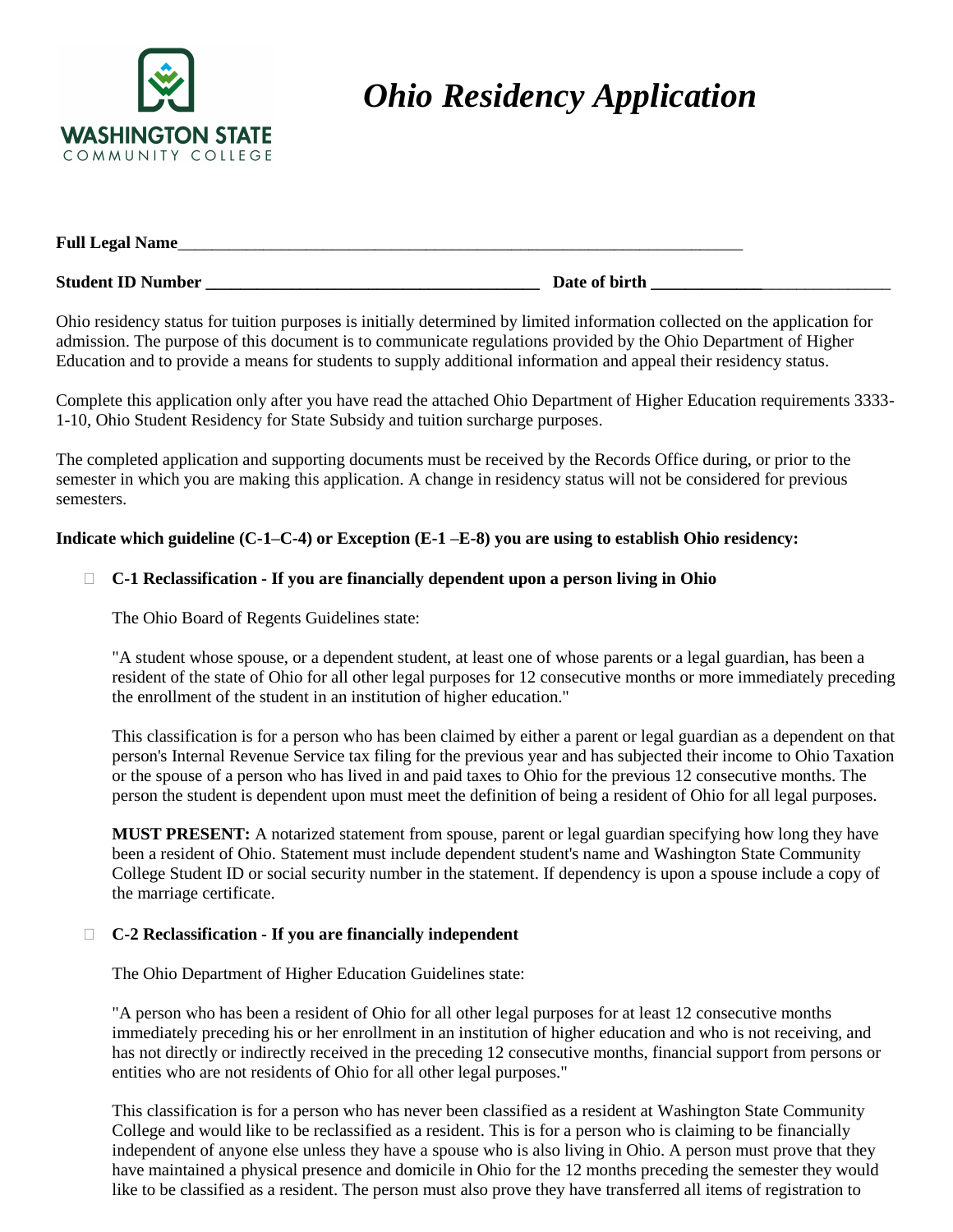# *Ohio Residency Application*

**Full Legal Name**\_\_\_\_\_\_\_\_\_\_\_\_\_\_\_\_\_\_\_\_\_\_\_\_\_\_\_\_\_\_\_\_\_\_\_\_\_\_\_\_\_\_\_\_\_\_\_\_\_\_\_\_\_\_\_\_\_\_\_\_\_\_\_\_

**Student ID Number** \_\_\_\_\_\_\_\_\_\_\_\_\_\_\_\_\_\_\_\_\_\_\_\_\_\_\_\_\_\_\_\_\_\_\_\_\_\_\_ **Date of birth** \_\_\_\_\_\_\_\_\_\_\_\_\_\_\_\_\_\_\_\_\_\_\_\_\_\_\_\_

Ohio residency status for tuition purposes is initially determined by limited information collected on the application for admission. The purpose of this document is to communicate regulations provided by the Ohio Department of Higher Education and to provide a means for students to supply additional information and appeal their residency status.

Complete this application only after you have read the attached Ohio Department of Higher Education requirements 3333-1-10, Ohio Student Residency for State Subsidy and tuition surcharge purposes.

The completed application and supporting documents must be received by the Records Office during, or prior to the semester in which you are making this application. A change in residency status will not be considered for previous semesters.

**Indicate which guideline (C-1–C-4) or Exception (E-1 –E-8) you are using to establish Ohio residency:**

☐ **C-1 Reclassification - If you are financially dependent upon a person living in Ohio**

The Ohio Board of Regents Guidelines state:

"A student whose spouse, or a dependent student, at least one of whose parents or a legal guardian, has been a resident of the state of Ohio for all other legal purposes for 12 consecutive months or more immediately preceding the enrollment of the student in an institution of higher education."

This classification is for a person who has been claimed by either a parent or legal guardian as a dependent on that person's Internal Revenue Service tax filing for the previous year and has subjected their income to Ohio Taxation or the spouse of a person who has lived in and paid taxes to Ohio for the previous 12 consecutive months. The person the student is dependent upon must meet the definition of being a resident of Ohio for all legal purposes.

**MUST PRESENT:** A notarized statement from spouse, parent or legal guardian specifying how long they have been a resident of Ohio. Statement must include dependent student's name and Washington State Community College Student ID or social security number in the statement. If dependency is upon a spouse include a copy of the marriage certificate.

☐ **C-2 Reclassification - If you are financially independent**

The Ohio Department of Higher Education Guidelines state:

"A person who has been a resident of Ohio for all other legal purposes for at least 12 consecutive months immediately preceding his or her enrollment in an institution of higher education and who is not receiving, and has not directly or indirectly received in the preceding 12 consecutive months, financial support from persons or entities who are not residents of Ohio for all other legal purposes."

This classification is for a person who has never been classified as a resident at Washington State Community College and would like to be reclassified as a resident. This is for a person who is claiming to be financially independent of anyone else unless they have a spouse who is also living in Ohio. A person must prove that they have maintained a physical presence and domicile in Ohio for the 12 months preceding the semester they would like to be classified as a resident. The person must also prove they have transferred all items of registration to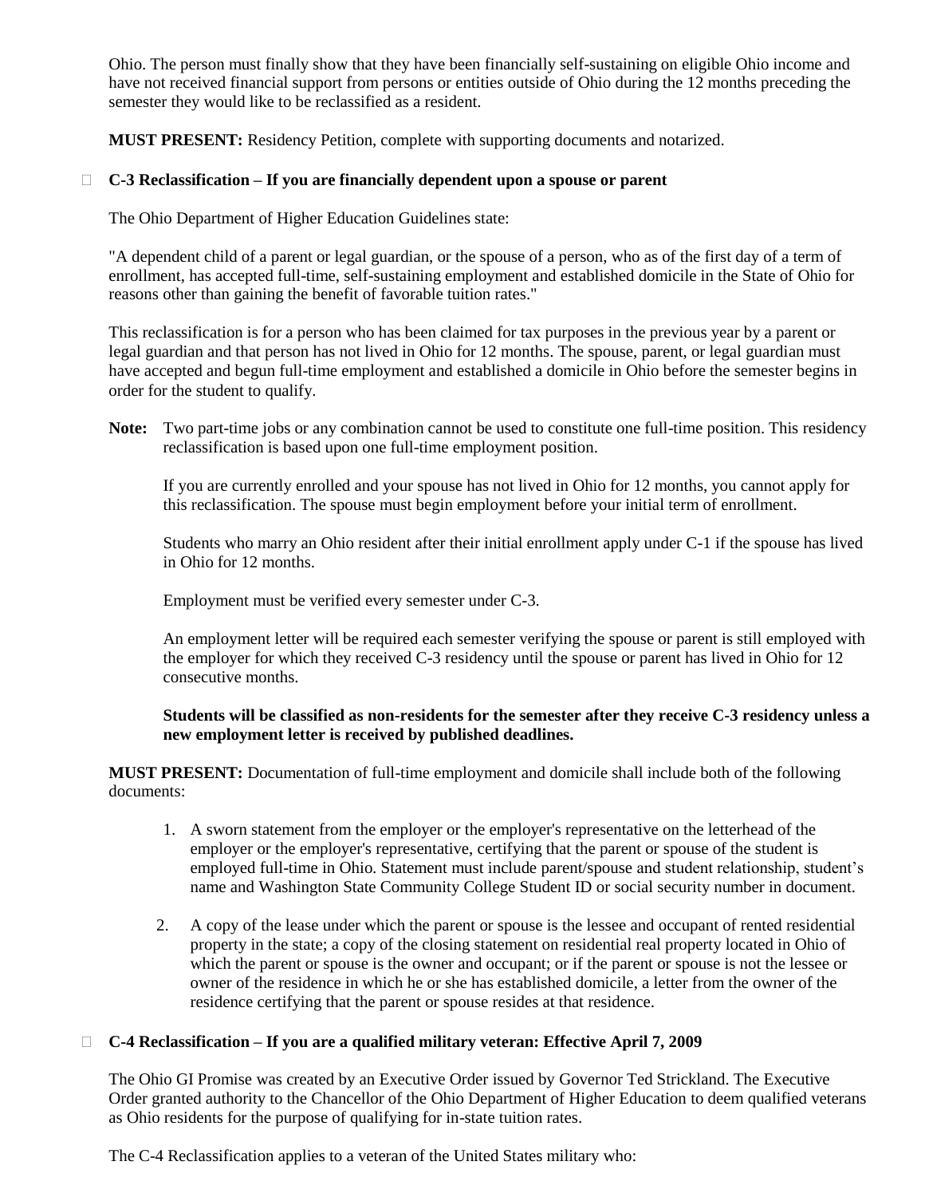Ohio. The person must finally show that they have been financially self-sustaining on eligible Ohio income and have not received financial support from persons or entities outside of Ohio during the 12 months preceding the semester they would like to be reclassified as a resident.

**MUST PRESENT:** Residency Petition, complete with supporting documents and notarized.

- **C-3 Reclassification – If you are financially dependent upon a spouse or parent**

  The Ohio Department of Higher Education Guidelines state:

  "A dependent child of a parent or legal guardian, or the spouse of a person, who as of the first day of a term of enrollment, has accepted full-time, self-sustaining employment and established domicile in the State of Ohio for reasons other than gaining the benefit of favorable tuition rates."

  This reclassification is for a person who has been claimed for tax purposes in the previous year by a parent or legal guardian and that person has not lived in Ohio for 12 months. The spouse, parent, or legal guardian must have accepted and begun full-time employment and established a domicile in Ohio before the semester begins in order for the student to qualify.

  **Note:** Two part-time jobs or any combination cannot be used to constitute one full-time position. This residency reclassification is based upon one full-time employment position.

  If you are currently enrolled and your spouse has not lived in Ohio for 12 months, you cannot apply for this reclassification. The spouse must begin employment before your initial term of enrollment.

  Students who marry an Ohio resident after their initial enrollment apply under C-1 if the spouse has lived in Ohio for 12 months.

  Employment must be verified every semester under C-3.

  An employment letter will be required each semester verifying the spouse or parent is still employed with the employer for which they received C-3 residency until the spouse or parent has lived in Ohio for 12 consecutive months.

  **Students will be classified as non-residents for the semester after they receive C-3 residency unless a new employment letter is received by published deadlines.**

  **MUST PRESENT:** Documentation of full-time employment and domicile shall include both of the following documents:

  1. A sworn statement from the employer or the employer's representative on the letterhead of the employer or the employer's representative, certifying that the parent or spouse of the student is employed full-time in Ohio. Statement must include parent/spouse and student relationship, student's name and Washington State Community College Student ID or social security number in document.
  2. A copy of the lease under which the parent or spouse is the lessee and occupant of rented residential property in the state; a copy of the closing statement on residential real property located in Ohio of which the parent or spouse is the owner and occupant; or if the parent or spouse is not the lessee or owner of the residence in which he or she has established domicile, a letter from the owner of the residence certifying that the parent or spouse resides at that residence.

- **C-4 Reclassification – If you are a qualified military veteran: Effective April 7, 2009**

  The Ohio GI Promise was created by an Executive Order issued by Governor Ted Strickland. The Executive Order granted authority to the Chancellor of the Ohio Department of Higher Education to deem qualified veterans as Ohio residents for the purpose of qualifying for in-state tuition rates.

  The C-4 Reclassification applies to a veteran of the United States military who: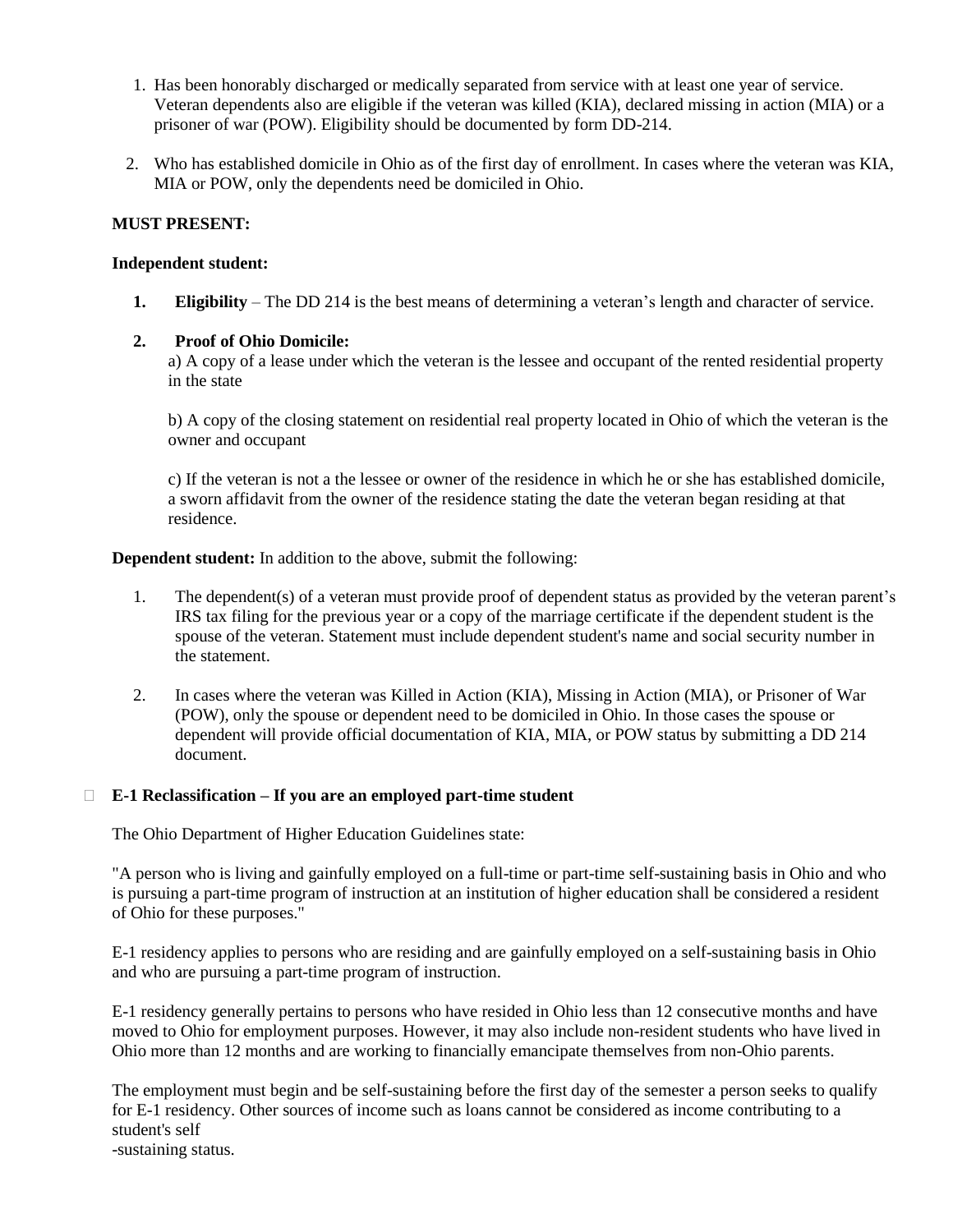1. Has been honorably discharged or medically separated from service with at least one year of service. Veteran dependents also are eligible if the veteran was killed (KIA), declared missing in action (MIA) or a prisoner of war (POW). Eligibility should be documented by form DD-214.

2. Who has established domicile in Ohio as of the first day of enrollment. In cases where the veteran was KIA, MIA or POW, only the dependents need be domiciled in Ohio.

**MUST PRESENT:**

**Independent student:**

1. **Eligibility** – The DD 214 is the best means of determining a veteran's length and character of service.

2. **Proof of Ohio Domicile:**

   a) A copy of a lease under which the veteran is the lessee and occupant of the rented residential property in the state

   b) A copy of the closing statement on residential real property located in Ohio of which the veteran is the owner and occupant

   c) If the veteran is not a the lessee or owner of the residence in which he or she has established domicile, a sworn affidavit from the owner of the residence stating the date the veteran began residing at that residence.

**Dependent student:** In addition to the above, submit the following:

1. The dependent(s) of a veteran must provide proof of dependent status as provided by the veteran parent's IRS tax filing for the previous year or a copy of the marriage certificate if the dependent student is the spouse of the veteran. Statement must include dependent student's name and social security number in the statement.

2. In cases where the veteran was Killed in Action (KIA), Missing in Action (MIA), or Prisoner of War (POW), only the spouse or dependent need to be domiciled in Ohio. In those cases the spouse or dependent will provide official documentation of KIA, MIA, or POW status by submitting a DD 214 document.

- **E-1 Reclassification – If you are an employed part-time student**

The Ohio Department of Higher Education Guidelines state:

"A person who is living and gainfully employed on a full-time or part-time self-sustaining basis in Ohio and who is pursuing a part-time program of instruction at an institution of higher education shall be considered a resident of Ohio for these purposes."

E-1 residency applies to persons who are residing and are gainfully employed on a self-sustaining basis in Ohio and who are pursuing a part-time program of instruction.

E-1 residency generally pertains to persons who have resided in Ohio less than 12 consecutive months and have moved to Ohio for employment purposes. However, it may also include non-resident students who have lived in Ohio more than 12 months and are working to financially emancipate themselves from non-Ohio parents.

The employment must begin and be self-sustaining before the first day of the semester a person seeks to qualify for E-1 residency. Other sources of income such as loans cannot be considered as income contributing to a student's self-sustaining status.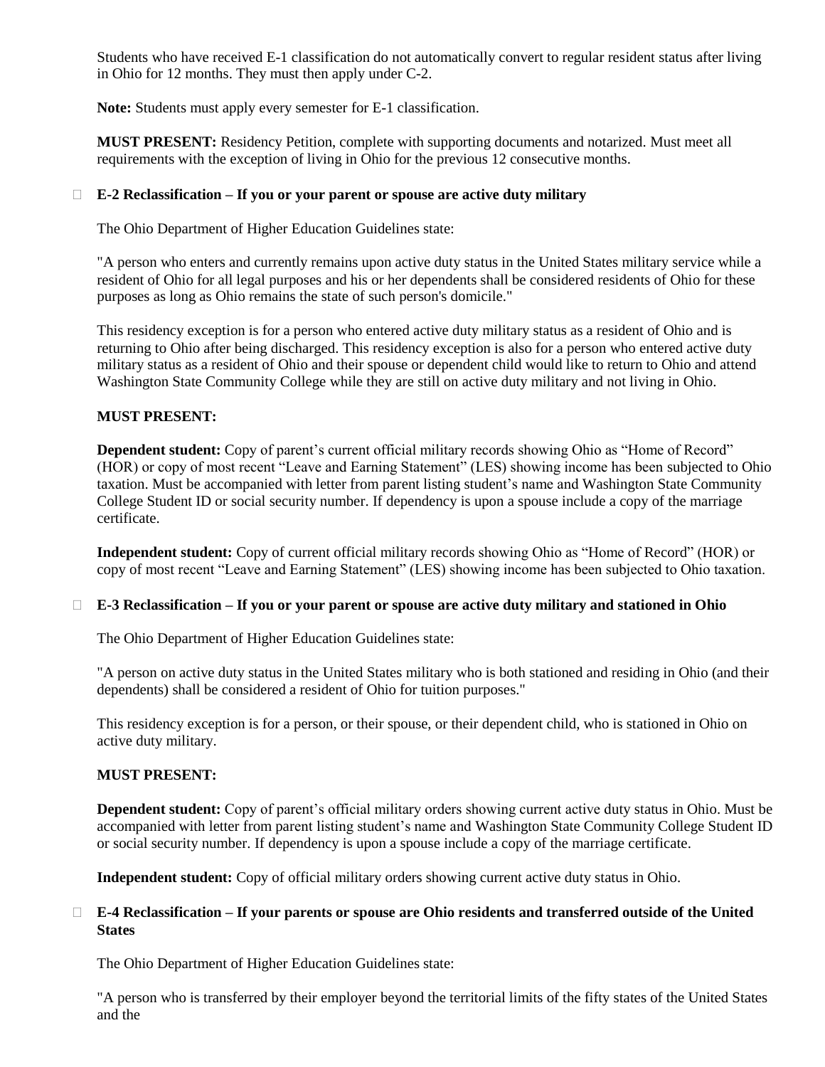Students who have received E-1 classification do not automatically convert to regular resident status after living in Ohio for 12 months. They must then apply under C-2.

**Note:** Students must apply every semester for E-1 classification.

**MUST PRESENT:** Residency Petition, complete with supporting documents and notarized. Must meet all requirements with the exception of living in Ohio for the previous 12 consecutive months.

- **E-2 Reclassification – If you or your parent or spouse are active duty military**

  The Ohio Department of Higher Education Guidelines state:

  "A person who enters and currently remains upon active duty status in the United States military service while a resident of Ohio for all legal purposes and his or her dependents shall be considered residents of Ohio for these purposes as long as Ohio remains the state of such person's domicile."

  This residency exception is for a person who entered active duty military status as a resident of Ohio and is returning to Ohio after being discharged. This residency exception is also for a person who entered active duty military status as a resident of Ohio and their spouse or dependent child would like to return to Ohio and attend Washington State Community College while they are still on active duty military and not living in Ohio.

  **MUST PRESENT:**

  **Dependent student:** Copy of parent's current official military records showing Ohio as "Home of Record" (HOR) or copy of most recent "Leave and Earning Statement" (LES) showing income has been subjected to Ohio taxation. Must be accompanied with letter from parent listing student's name and Washington State Community College Student ID or social security number. If dependency is upon a spouse include a copy of the marriage certificate.

  **Independent student:** Copy of current official military records showing Ohio as "Home of Record" (HOR) or copy of most recent "Leave and Earning Statement" (LES) showing income has been subjected to Ohio taxation.

- **E-3 Reclassification – If you or your parent or spouse are active duty military and stationed in Ohio**

  The Ohio Department of Higher Education Guidelines state:

  "A person on active duty status in the United States military who is both stationed and residing in Ohio (and their dependents) shall be considered a resident of Ohio for tuition purposes."

  This residency exception is for a person, or their spouse, or their dependent child, who is stationed in Ohio on active duty military.

  **MUST PRESENT:**

  **Dependent student:** Copy of parent's official military orders showing current active duty status in Ohio. Must be accompanied with letter from parent listing student's name and Washington State Community College Student ID or social security number. If dependency is upon a spouse include a copy of the marriage certificate.

  **Independent student:** Copy of official military orders showing current active duty status in Ohio.

- **E-4 Reclassification – If your parents or spouse are Ohio residents and transferred outside of the United States**

  The Ohio Department of Higher Education Guidelines state:

  "A person who is transferred by their employer beyond the territorial limits of the fifty states of the United States and the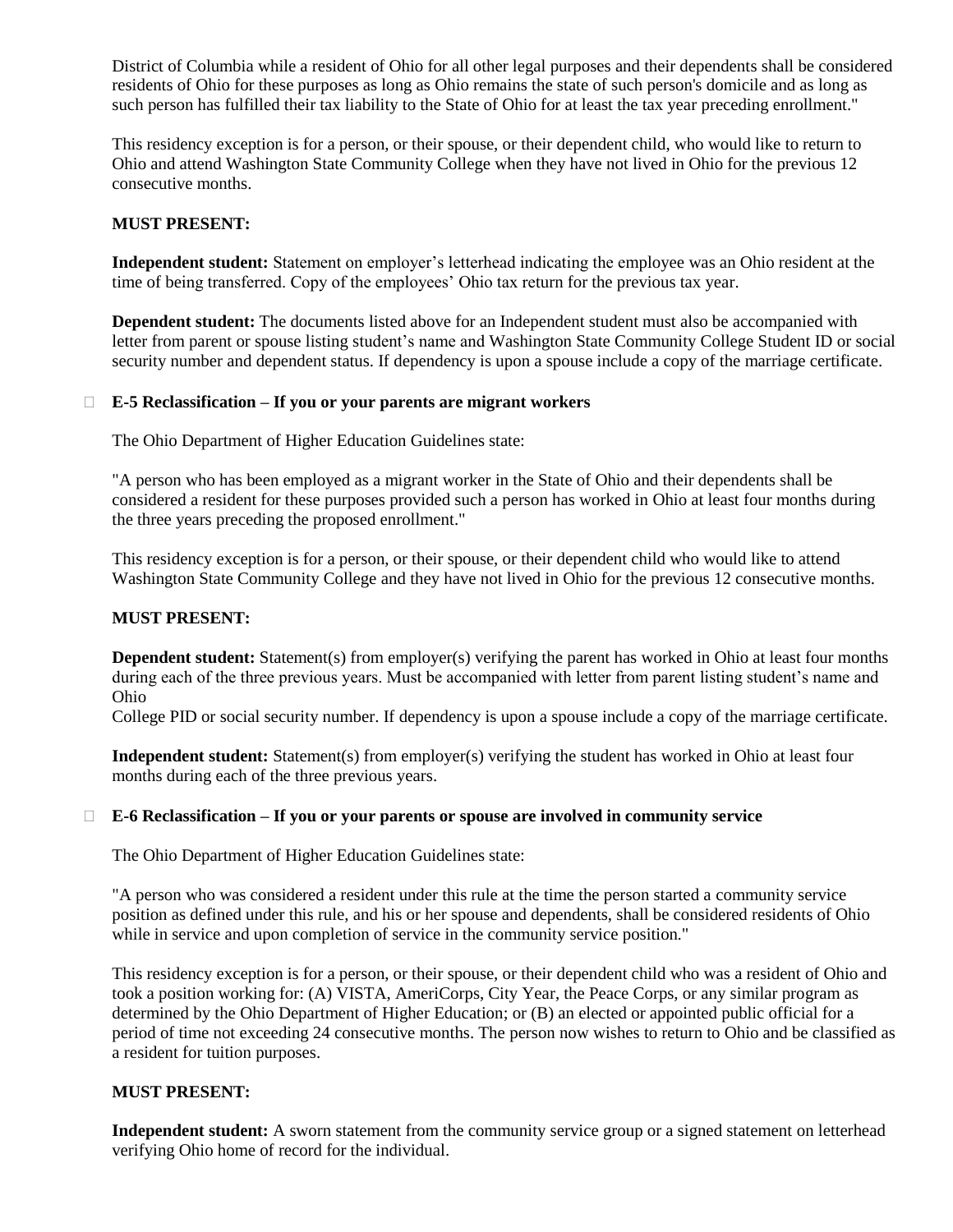District of Columbia while a resident of Ohio for all other legal purposes and their dependents shall be considered residents of Ohio for these purposes as long as Ohio remains the state of such person's domicile and as long as such person has fulfilled their tax liability to the State of Ohio for at least the tax year preceding enrollment."

This residency exception is for a person, or their spouse, or their dependent child, who would like to return to Ohio and attend Washington State Community College when they have not lived in Ohio for the previous 12 consecutive months.

**MUST PRESENT:**

**Independent student:** Statement on employer's letterhead indicating the employee was an Ohio resident at the time of being transferred. Copy of the employees' Ohio tax return for the previous tax year.

**Dependent student:** The documents listed above for an Independent student must also be accompanied with letter from parent or spouse listing student's name and Washington State Community College Student ID or social security number and dependent status. If dependency is upon a spouse include a copy of the marriage certificate.

- **E-5 Reclassification – If you or your parents are migrant workers**

The Ohio Department of Higher Education Guidelines state:

"A person who has been employed as a migrant worker in the State of Ohio and their dependents shall be considered a resident for these purposes provided such a person has worked in Ohio at least four months during the three years preceding the proposed enrollment."

This residency exception is for a person, or their spouse, or their dependent child who would like to attend Washington State Community College and they have not lived in Ohio for the previous 12 consecutive months.

**MUST PRESENT:**

**Dependent student:** Statement(s) from employer(s) verifying the parent has worked in Ohio at least four months during each of the three previous years. Must be accompanied with letter from parent listing student's name and Ohio
College PID or social security number. If dependency is upon a spouse include a copy of the marriage certificate.

**Independent student:** Statement(s) from employer(s) verifying the student has worked in Ohio at least four months during each of the three previous years.

- **E-6 Reclassification – If you or your parents or spouse are involved in community service**

The Ohio Department of Higher Education Guidelines state:

"A person who was considered a resident under this rule at the time the person started a community service position as defined under this rule, and his or her spouse and dependents, shall be considered residents of Ohio while in service and upon completion of service in the community service position."

This residency exception is for a person, or their spouse, or their dependent child who was a resident of Ohio and took a position working for: (A) VISTA, AmeriCorps, City Year, the Peace Corps, or any similar program as determined by the Ohio Department of Higher Education; or (B) an elected or appointed public official for a period of time not exceeding 24 consecutive months. The person now wishes to return to Ohio and be classified as a resident for tuition purposes.

**MUST PRESENT:**

**Independent student:** A sworn statement from the community service group or a signed statement on letterhead verifying Ohio home of record for the individual.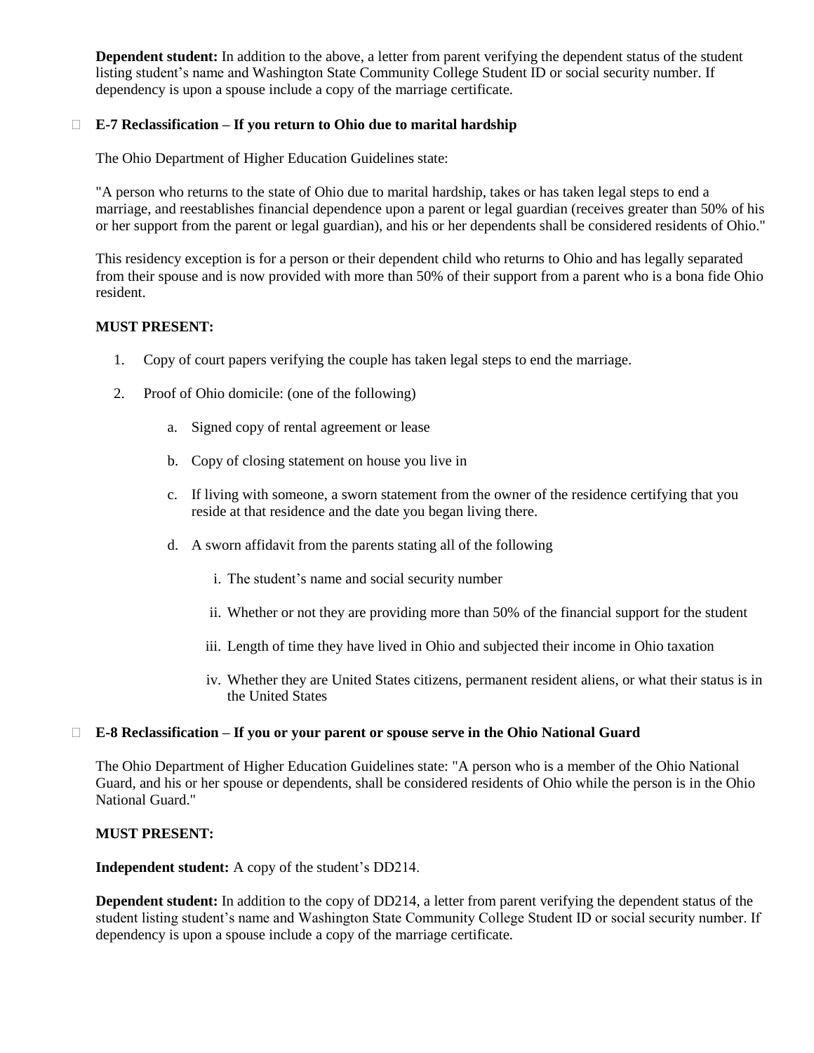**Dependent student:** In addition to the above, a letter from parent verifying the dependent status of the student listing student's name and Washington State Community College Student ID or social security number. If dependency is upon a spouse include a copy of the marriage certificate.

- **E-7 Reclassification – If you return to Ohio due to marital hardship**

  The Ohio Department of Higher Education Guidelines state:

  "A person who returns to the state of Ohio due to marital hardship, takes or has taken legal steps to end a marriage, and reestablishes financial dependence upon a parent or legal guardian (receives greater than 50% of his or her support from the parent or legal guardian), and his or her dependents shall be considered residents of Ohio."

  This residency exception is for a person or their dependent child who returns to Ohio and has legally separated from their spouse and is now provided with more than 50% of their support from a parent who is a bona fide Ohio resident.

  **MUST PRESENT:**

  1. Copy of court papers verifying the couple has taken legal steps to end the marriage.
  2. Proof of Ohio domicile: (one of the following)
     a. Signed copy of rental agreement or lease
     b. Copy of closing statement on house you live in
     c. If living with someone, a sworn statement from the owner of the residence certifying that you reside at that residence and the date you began living there.
     d. A sworn affidavit from the parents stating all of the following
        i. The student's name and social security number
        ii. Whether or not they are providing more than 50% of the financial support for the student
        iii. Length of time they have lived in Ohio and subjected their income in Ohio taxation
        iv. Whether they are United States citizens, permanent resident aliens, or what their status is in the United States

- **E-8 Reclassification – If you or your parent or spouse serve in the Ohio National Guard**

  The Ohio Department of Higher Education Guidelines state: "A person who is a member of the Ohio National Guard, and his or her spouse or dependents, shall be considered residents of Ohio while the person is in the Ohio National Guard."

  **MUST PRESENT:**

  **Independent student:** A copy of the student's DD214.

  **Dependent student:** In addition to the copy of DD214, a letter from parent verifying the dependent status of the student listing student's name and Washington State Community College Student ID or social security number. If dependency is upon a spouse include a copy of the marriage certificate.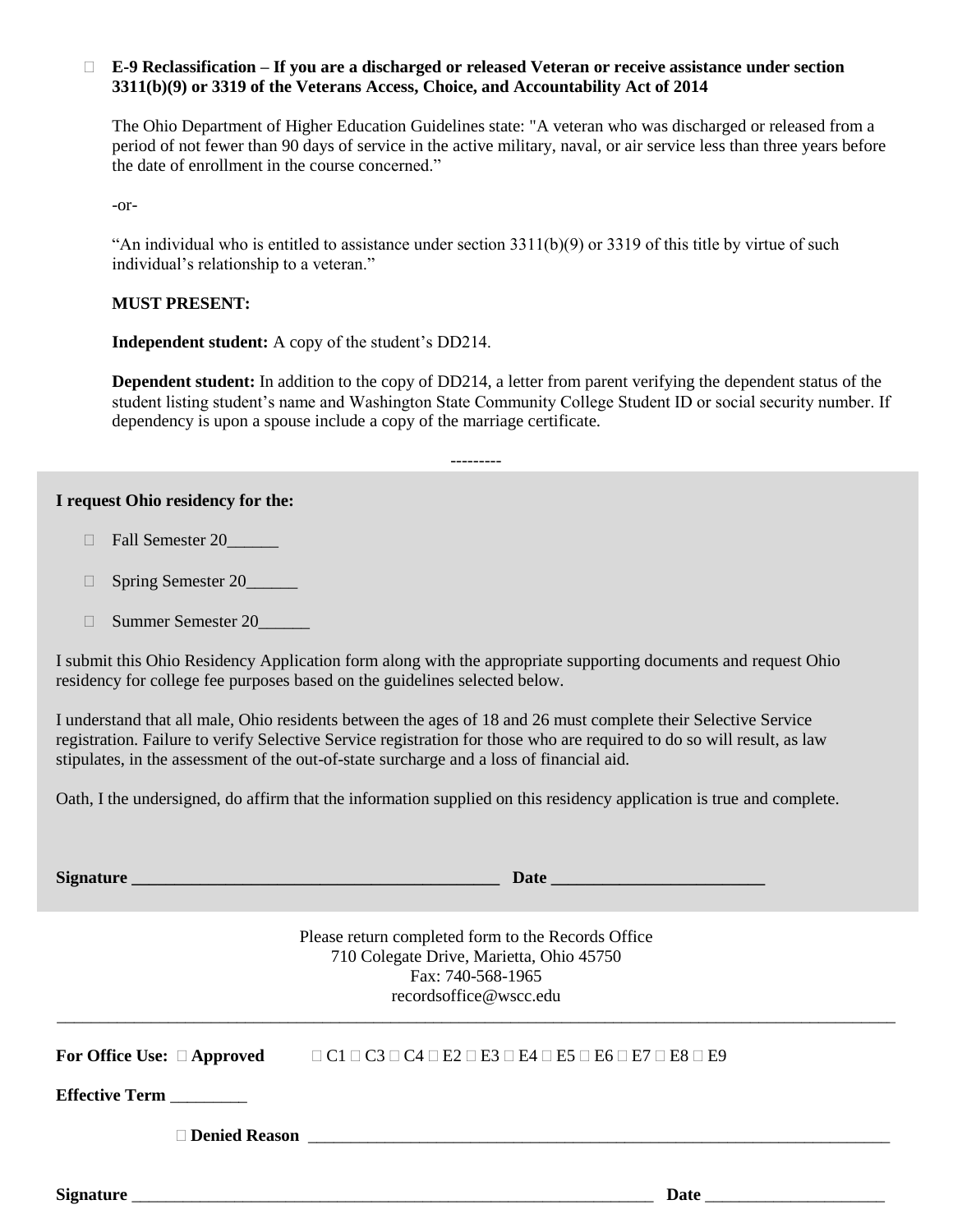☐ **E-9 Reclassification – If you are a discharged or released Veteran or receive assistance under section 3311(b)(9) or 3319 of the Veterans Access, Choice, and Accountability Act of 2014**

The Ohio Department of Higher Education Guidelines state: "A veteran who was discharged or released from a period of not fewer than 90 days of service in the active military, naval, or air service less than three years before the date of enrollment in the course concerned."

-or-

"An individual who is entitled to assistance under section 3311(b)(9) or 3319 of this title by virtue of such individual's relationship to a veteran."

**MUST PRESENT:**

**Independent student:** A copy of the student's DD214.

**Dependent student:** In addition to the copy of DD214, a letter from parent verifying the dependent status of the student listing student's name and Washington State Community College Student ID or social security number. If dependency is upon a spouse include a copy of the marriage certificate.

---------

**I request Ohio residency for the:**

☐ Fall Semester 20______

☐ Spring Semester 20______

☐ Summer Semester 20______

I submit this Ohio Residency Application form along with the appropriate supporting documents and request Ohio residency for college fee purposes based on the guidelines selected below.

I understand that all male, Ohio residents between the ages of 18 and 26 must complete their Selective Service registration. Failure to verify Selective Service registration for those who are required to do so will result, as law stipulates, in the assessment of the out-of-state surcharge and a loss of financial aid.

Oath, I the undersigned, do affirm that the information supplied on this residency application is true and complete.

**Signature** ____________________________________________ **Date** _________________________

Please return completed form to the Records Office
710 Colegate Drive, Marietta, Ohio 45750
Fax: 740-568-1965
recordsoffice@wscc.edu

---

**For Office Use:** ☐ **Approved** ☐ C1 ☐ C3 ☐ C4 ☐ E2 ☐ E3 ☐ E4 ☐ E5 ☐ E6 ☐ E7 ☐ E8 ☐ E9

**Effective Term** _________

☐ **Denied Reason** ________________________________________________________________________

**Signature** ______________________________________________________________ **Date** _____________________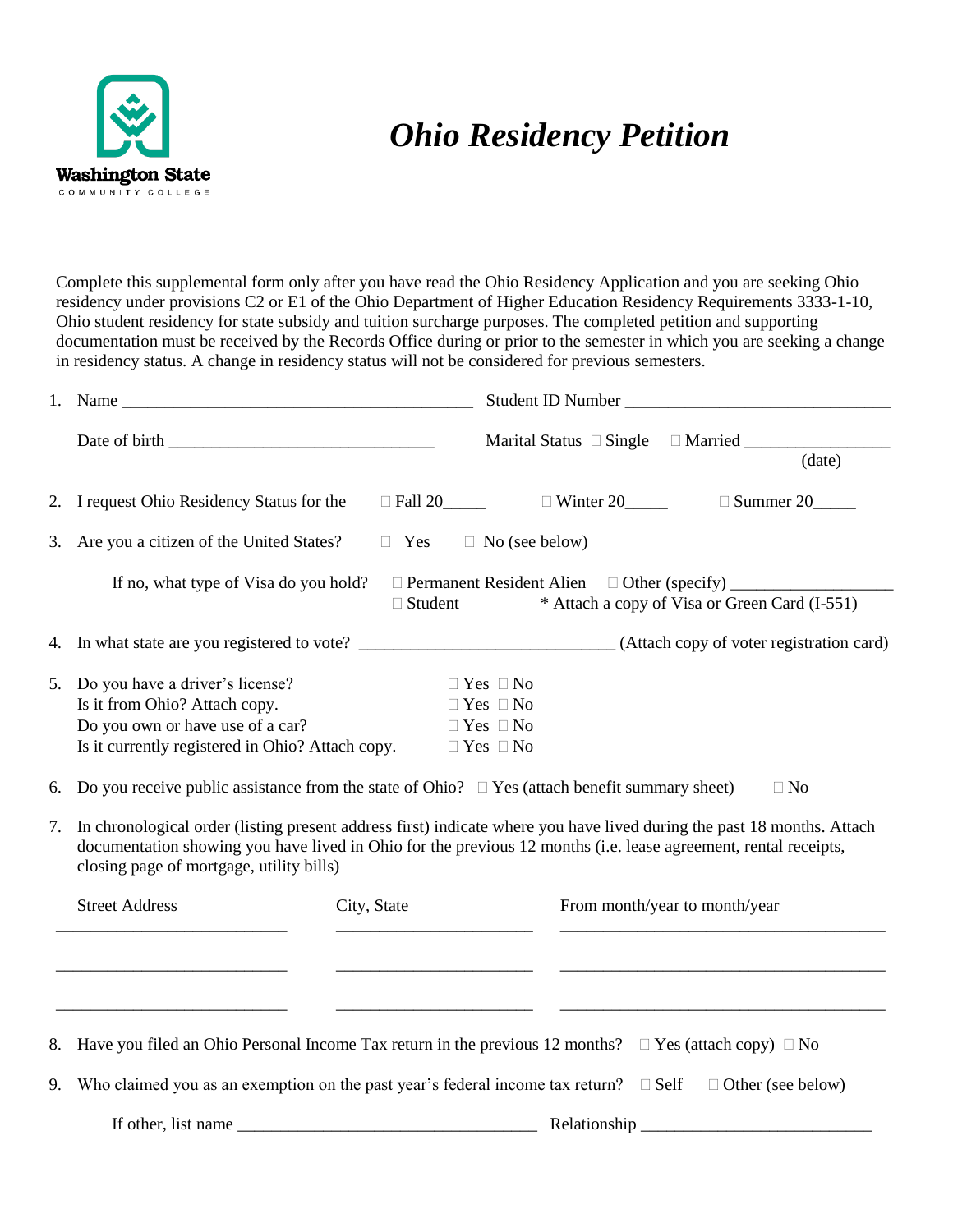Washington State
COMMUNITY COLLEGE

# *Ohio Residency Petition*

Complete this supplemental form only after you have read the Ohio Residency Application and you are seeking Ohio residency under provisions C2 or E1 of the Ohio Department of Higher Education Residency Requirements 3333-1-10, Ohio student residency for state subsidy and tuition surcharge purposes. The completed petition and supporting documentation must be received by the Records Office during or prior to the semester in which you are seeking a change in residency status. A change in residency status will not be considered for previous semesters.

1. Name ________________________________________ Student ID Number ______________________________

   Date of birth ______________________________ Marital Status ☐ Single ☐ Married ________________ (date)

2. I request Ohio Residency Status for the ☐ Fall 20_____ ☐ Winter 20_____ ☐ Summer 20_____

3. Are you a citizen of the United States? ☐ Yes ☐ No (see below)

   If no, what type of Visa do you hold? ☐ Permanent Resident Alien ☐ Other (specify) __________________ ☐ Student * Attach a copy of Visa or Green Card (I-551)

4. In what state are you registered to vote? _____________________________ (Attach copy of voter registration card)

5. Do you have a driver's license? ☐ Yes ☐ No
   Is it from Ohio? Attach copy. ☐ Yes ☐ No
   Do you own or have use of a car? ☐ Yes ☐ No
   Is it currently registered in Ohio? Attach copy. ☐ Yes ☐ No

6. Do you receive public assistance from the state of Ohio? ☐ Yes (attach benefit summary sheet) ☐ No

7. In chronological order (listing present address first) indicate where you have lived during the past 18 months. Attach documentation showing you have lived in Ohio for the previous 12 months (i.e. lease agreement, rental receipts, closing page of mortgage, utility bills)

| Street Address | City, State | From month/year to month/year |
| --- | --- | --- |
| ___________________________ | ______________________ | ______________________________________ |
| ___________________________ | ______________________ | ______________________________________ |
| ___________________________ | ______________________ | ______________________________________ |

8. Have you filed an Ohio Personal Income Tax return in the previous 12 months? ☐ Yes (attach copy) ☐ No

9. Who claimed you as an exemption on the past year's federal income tax return? ☐ Self ☐ Other (see below)

   If other, list name __________________________________ Relationship __________________________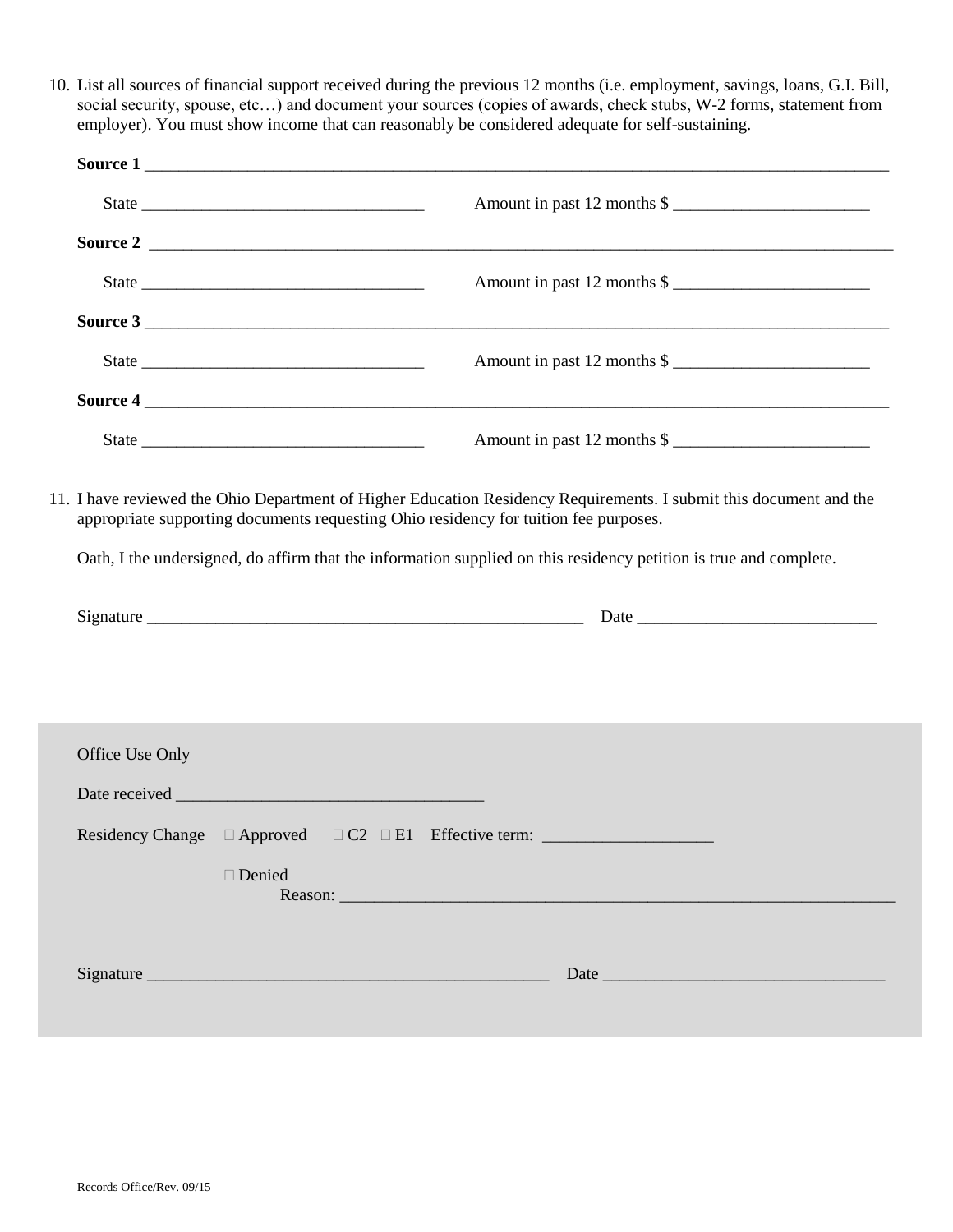10. List all sources of financial support received during the previous 12 months (i.e. employment, savings, loans, G.I. Bill, social security, spouse, etc…) and document your sources (copies of awards, check stubs, W-2 forms, statement from employer). You must show income that can reasonably be considered adequate for self-sustaining.

**Source 1** ______________________________________________________________________________

State ________________________________ Amount in past 12 months $ ______________________

**Source 2** ______________________________________________________________________________

State ________________________________ Amount in past 12 months $ ______________________

**Source 3** ______________________________________________________________________________

State ________________________________ Amount in past 12 months $ ______________________

**Source 4** ______________________________________________________________________________

State ________________________________ Amount in past 12 months $ ______________________

11. I have reviewed the Ohio Department of Higher Education Residency Requirements. I submit this document and the appropriate supporting documents requesting Ohio residency for tuition fee purposes.

Oath, I the undersigned, do affirm that the information supplied on this residency petition is true and complete.

Signature ___________________________________________________ Date ___________________________

Office Use Only

Date received __________________________________

Residency Change ☐ Approved ☐ C2 ☐ E1 Effective term: ___________________

☐ Denied

Reason: _______________________________________________________________

Signature ______________________________________________ Date ______________________________

Records Office/Rev. 09/15